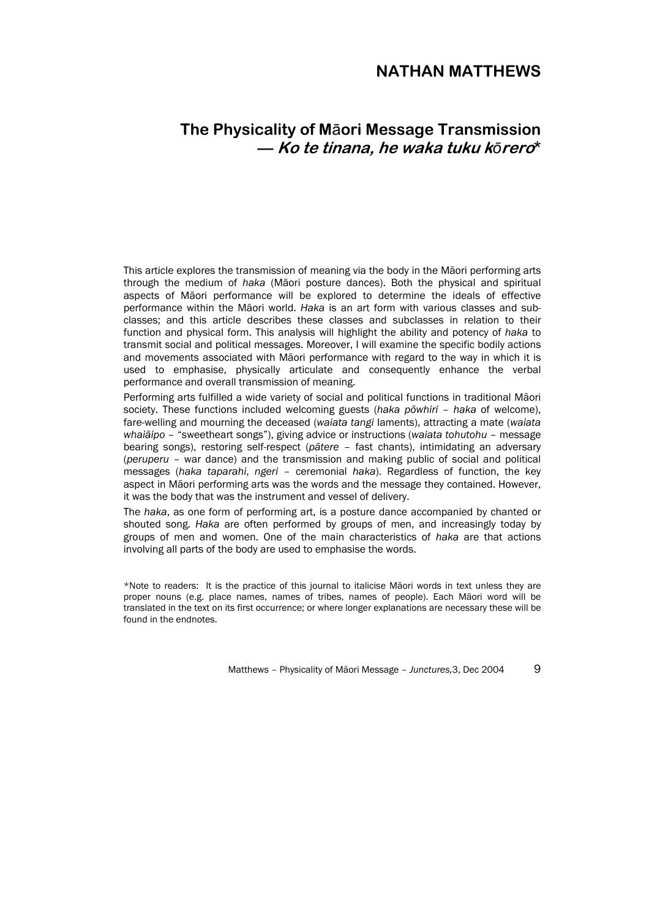# NATHAN MATTHEWS

## The Physicality of Māori Message Transmission — *Ko te tinana, he waka tuku kōrero*\*

This article explores the transmission of meaning via the body in the Māori performing arts through the medium of *haka* (Māori posture dances). Both the physical and spiritual aspects of Māori performance will be explored to determine the ideals of effective performance within the Māori world. *Haka* is an art form with various classes and sub-classes; and this article describes these classes and subclasses in relation to their function and physical form. This analysis will highlight the ability and potency of *haka* to transmit social and political messages. Moreover, I will examine the specific bodily actions and movements associated with Māori performance with regard to the way in which it is used to emphasise, physically articulate and consequently enhance the verbal performance and overall transmission of meaning.

Performing arts fulfilled a wide variety of social and political functions in traditional Māori society. These functions included welcoming guests (*haka pōwhiri* – *haka* of welcome), fare-welling and mourning the deceased (*waiata tangi* laments), attracting a mate (*waiata whaiāipo* – "sweetheart songs"), giving advice or instructions (*waiata tohutohu* – message bearing songs), restoring self-respect (*pātere* – fast chants), intimidating an adversary (*peruperu* – war dance) and the transmission and making public of social and political messages (*haka taparahi*, *ngeri* – ceremonial *haka*). Regardless of function, the key aspect in Māori performing arts was the words and the message they contained. However, it was the body that was the instrument and vessel of delivery.

The *haka*, as one form of performing art, is a posture dance accompanied by chanted or shouted song. *Haka* are often performed by groups of men, and increasingly today by groups of men and women. One of the main characteristics of *haka* are that actions involving all parts of the body are used to emphasise the words.

\*Note to readers: It is the practice of this journal to italicise Māori words in text unless they are proper nouns (e.g. place names, names of tribes, names of people). Each Māori word will be translated in the text on its first occurrence; or where longer explanations are necessary these will be found in the endnotes.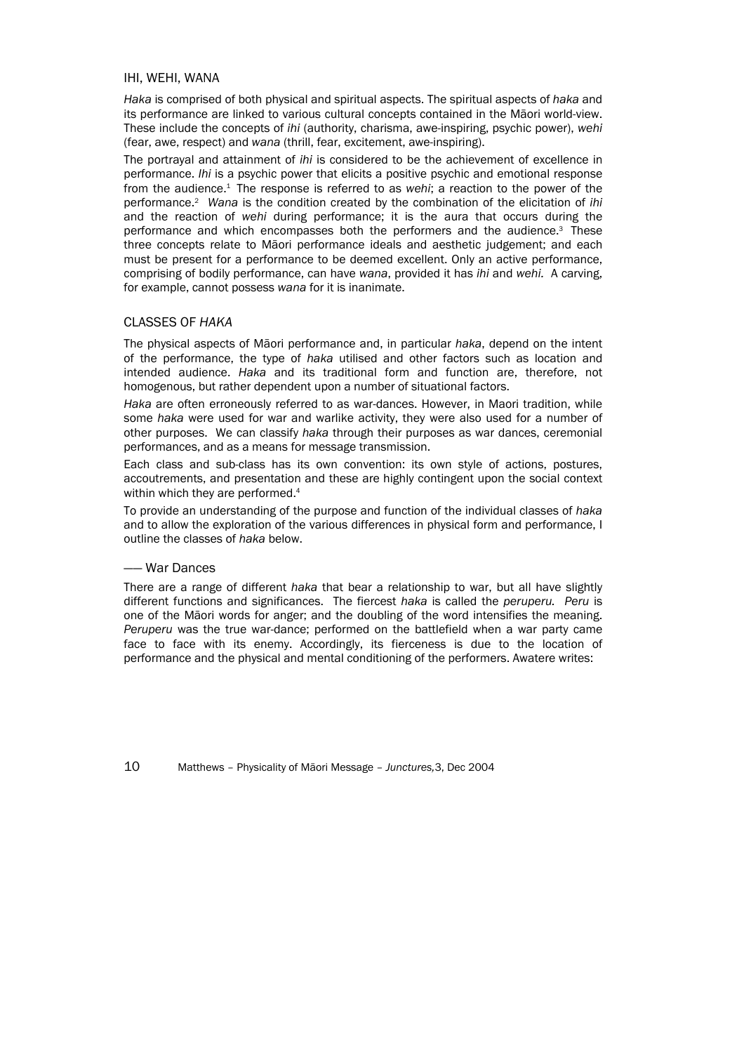## IHI, WEHI, WANA

*Haka* is comprised of both physical and spiritual aspects. The spiritual aspects of *haka* and its performance are linked to various cultural concepts contained in the Māori world-view. These include the concepts of *ihi* (authority, charisma, awe-inspiring, psychic power), *wehi* (fear, awe, respect) and *wana* (thrill, fear, excitement, awe-inspiring).

The portrayal and attainment of *ihi* is considered to be the achievement of excellence in performance. *Ihi* is a psychic power that elicits a positive psychic and emotional response from the audience.[1] The response is referred to as *wehi*; a reaction to the power of the performance.[2] *Wana* is the condition created by the combination of the elicitation of *ihi* and the reaction of *wehi* during performance; it is the aura that occurs during the performance and which encompasses both the performers and the audience.[3] These three concepts relate to Māori performance ideals and aesthetic judgement; and each must be present for a performance to be deemed excellent. Only an active performance, comprising of bodily performance, can have *wana*, provided it has *ihi* and *wehi.* A carving, for example, cannot possess *wana* for it is inanimate.

## CLASSES OF *HAKA*

The physical aspects of Māori performance and, in particular *haka*, depend on the intent of the performance, the type of *haka* utilised and other factors such as location and intended audience. *Haka* and its traditional form and function are, therefore, not homogenous, but rather dependent upon a number of situational factors.

*Haka* are often erroneously referred to as war-dances. However, in Maori tradition, while some *haka* were used for war and warlike activity, they were also used for a number of other purposes. We can classify *haka* through their purposes as war dances, ceremonial performances, and as a means for message transmission.

Each class and sub-class has its own convention: its own style of actions, postures, accoutrements, and presentation and these are highly contingent upon the social context within which they are performed.[4]

To provide an understanding of the purpose and function of the individual classes of *haka* and to allow the exploration of the various differences in physical form and performance, I outline the classes of *haka* below.

### —— War Dances

There are a range of different *haka* that bear a relationship to war, but all have slightly different functions and significances. The fiercest *haka* is called the *peruperu.* *Peru* is one of the Māori words for anger; and the doubling of the word intensifies the meaning. *Peruperu* was the true war-dance; performed on the battlefield when a war party came face to face with its enemy. Accordingly, its fierceness is due to the location of performance and the physical and mental conditioning of the performers. Awatere writes: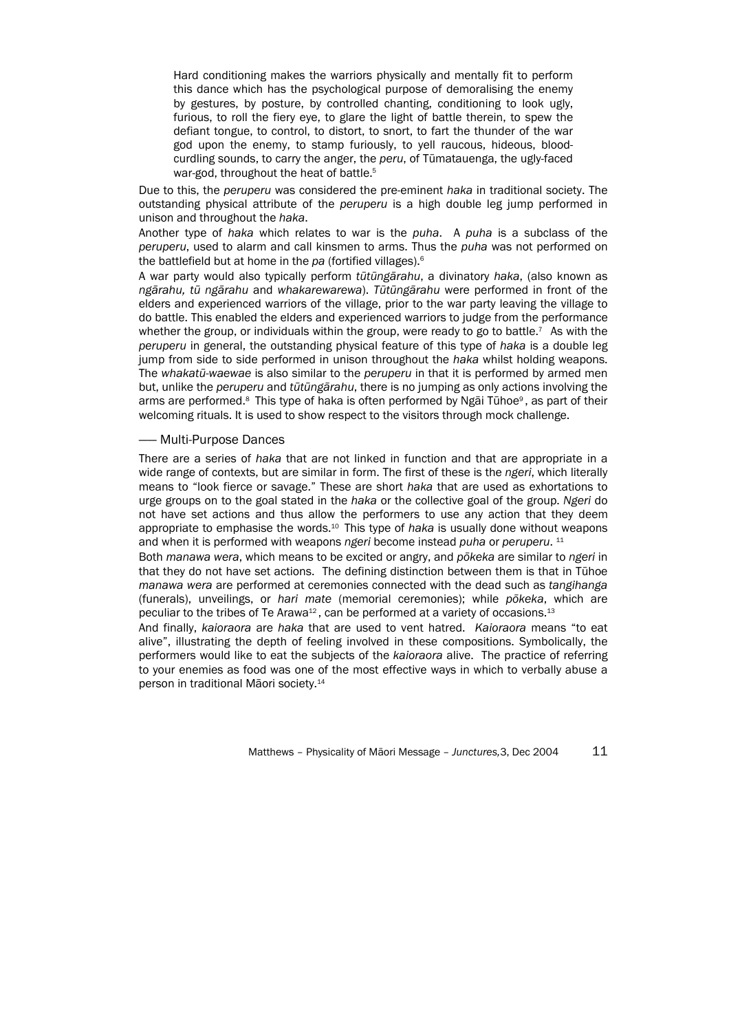> Hard conditioning makes the warriors physically and mentally fit to perform this dance which has the psychological purpose of demoralising the enemy by gestures, by posture, by controlled chanting, conditioning to look ugly, furious, to roll the fiery eye, to glare the light of battle therein, to spew the defiant tongue, to control, to distort, to snort, to fart the thunder of the war god upon the enemy, to stamp furiously, to yell raucous, hideous, blood-curdling sounds, to carry the anger, the *peru*, of Tūmatauenga, the ugly-faced war-god, throughout the heat of battle.[5]

Due to this, the *peruperu* was considered the pre-eminent *haka* in traditional society. The outstanding physical attribute of the *peruperu* is a high double leg jump performed in unison and throughout the *haka*.

Another type of *haka* which relates to war is the *puha*. A *puha* is a subclass of the *peruperu*, used to alarm and call kinsmen to arms. Thus the *puha* was not performed on the battlefield but at home in the *pa* (fortified villages).[6]

A war party would also typically perform *tūtūngārahu*, a divinatory *haka*, (also known as *ngārahu, tū ngārahu* and *whakarewarewa*). *Tūtūngārahu* were performed in front of the elders and experienced warriors of the village, prior to the war party leaving the village to do battle. This enabled the elders and experienced warriors to judge from the performance whether the group, or individuals within the group, were ready to go to battle.[7] As with the *peruperu* in general, the outstanding physical feature of this type of *haka* is a double leg jump from side to side performed in unison throughout the *haka* whilst holding weapons. The *whakatū-waewae* is also similar to the *peruperu* in that it is performed by armed men but, unlike the *peruperu* and *tūtūngārahu*, there is no jumping as only actions involving the arms are performed.[8] This type of haka is often performed by Ngāi Tūhoe[9], as part of their welcoming rituals. It is used to show respect to the visitors through mock challenge.

### —– Multi-Purpose Dances

There are a series of *haka* that are not linked in function and that are appropriate in a wide range of contexts, but are similar in form. The first of these is the *ngeri*, which literally means to "look fierce or savage." These are short *haka* that are used as exhortations to urge groups on to the goal stated in the *haka* or the collective goal of the group. *Ngeri* do not have set actions and thus allow the performers to use any action that they deem appropriate to emphasise the words.[10] This type of *haka* is usually done without weapons and when it is performed with weapons *ngeri* become instead *puha* or *peruperu*. [11]

Both *manawa wera*, which means to be excited or angry, and *pōkeka* are similar to *ngeri* in that they do not have set actions. The defining distinction between them is that in Tūhoe *manawa wera* are performed at ceremonies connected with the dead such as *tangihanga* (funerals), unveilings, or *hari mate* (memorial ceremonies); while *pōkeka*, which are peculiar to the tribes of Te Arawa[12], can be performed at a variety of occasions.[13]

And finally, *kaioraora* are *haka* that are used to vent hatred. *Kaioraora* means "to eat alive", illustrating the depth of feeling involved in these compositions. Symbolically, the performers would like to eat the subjects of the *kaioraora* alive. The practice of referring to your enemies as food was one of the most effective ways in which to verbally abuse a person in traditional Māori society.[14]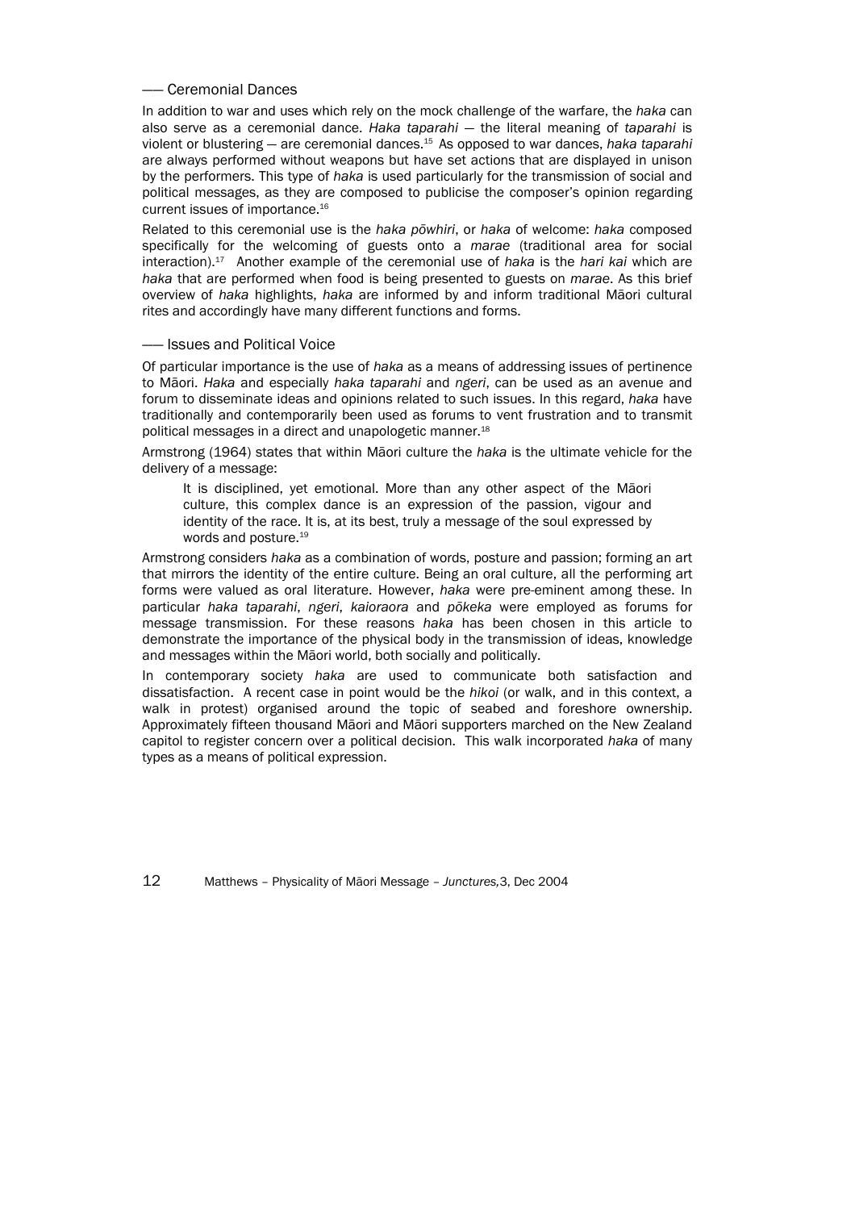### —— Ceremonial Dances

In addition to war and uses which rely on the mock challenge of the warfare, the *haka* can also serve as a ceremonial dance. *Haka taparahi* — the literal meaning of *taparahi* is violent or blustering — are ceremonial dances.[15] As opposed to war dances, *haka taparahi* are always performed without weapons but have set actions that are displayed in unison by the performers. This type of *haka* is used particularly for the transmission of social and political messages, as they are composed to publicise the composer's opinion regarding current issues of importance.[16]

Related to this ceremonial use is the *haka pōwhiri*, or *haka* of welcome: *haka* composed specifically for the welcoming of guests onto a *marae* (traditional area for social interaction).[17] Another example of the ceremonial use of *haka* is the *hari kai* which are *haka* that are performed when food is being presented to guests on *marae*. As this brief overview of *haka* highlights, *haka* are informed by and inform traditional Māori cultural rites and accordingly have many different functions and forms.

### —— Issues and Political Voice

Of particular importance is the use of *haka* as a means of addressing issues of pertinence to Māori. *Haka* and especially *haka taparahi* and *ngeri*, can be used as an avenue and forum to disseminate ideas and opinions related to such issues. In this regard, *haka* have traditionally and contemporarily been used as forums to vent frustration and to transmit political messages in a direct and unapologetic manner.[18]

Armstrong (1964) states that within Māori culture the *haka* is the ultimate vehicle for the delivery of a message:

> It is disciplined, yet emotional. More than any other aspect of the Māori culture, this complex dance is an expression of the passion, vigour and identity of the race. It is, at its best, truly a message of the soul expressed by words and posture.[19]

Armstrong considers *haka* as a combination of words, posture and passion; forming an art that mirrors the identity of the entire culture. Being an oral culture, all the performing art forms were valued as oral literature. However, *haka* were pre-eminent among these. In particular *haka taparahi*, *ngeri*, *kaioraora* and *pōkeka* were employed as forums for message transmission. For these reasons *haka* has been chosen in this article to demonstrate the importance of the physical body in the transmission of ideas, knowledge and messages within the Māori world, both socially and politically.

In contemporary society *haka* are used to communicate both satisfaction and dissatisfaction. A recent case in point would be the *hikoi* (or walk, and in this context, a walk in protest) organised around the topic of seabed and foreshore ownership. Approximately fifteen thousand Māori and Māori supporters marched on the New Zealand capitol to register concern over a political decision. This walk incorporated *haka* of many types as a means of political expression.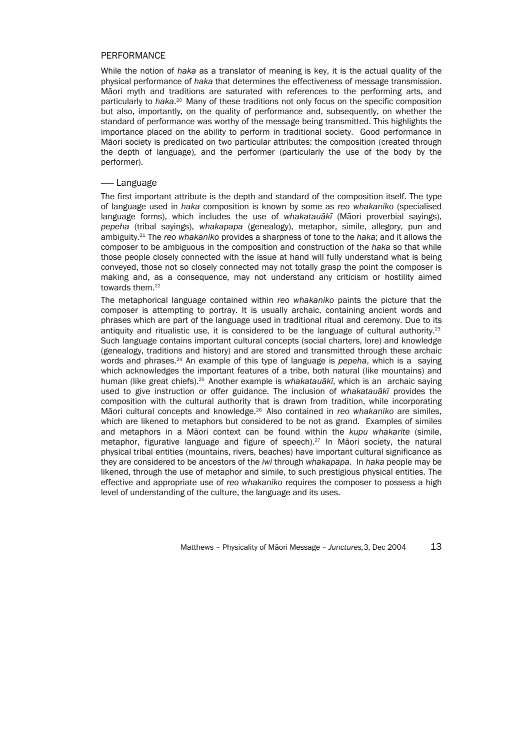## PERFORMANCE

While the notion of *haka* as a translator of meaning is key, it is the actual quality of the physical performance of *haka* that determines the effectiveness of message transmission. Māori myth and traditions are saturated with references to the performing arts, and particularly to *haka*.[20] Many of these traditions not only focus on the specific composition but also, importantly, on the quality of performance and, subsequently, on whether the standard of performance was worthy of the message being transmitted. This highlights the importance placed on the ability to perform in traditional society. Good performance in Māori society is predicated on two particular attributes: the composition (created through the depth of language), and the performer (particularly the use of the body by the performer).

### —— Language

The first important attribute is the depth and standard of the composition itself. The type of language used in *haka* composition is known by some as *reo whakaniko* (specialised language forms), which includes the use of *whakatauākī* (Māori proverbial sayings), *pepeha* (tribal sayings), *whakapapa* (genealogy), metaphor, simile, allegory, pun and ambiguity.[21] The *reo whakaniko* provides a sharpness of tone to the *haka*; and it allows the composer to be ambiguous in the composition and construction of the *haka* so that while those people closely connected with the issue at hand will fully understand what is being conveyed, those not so closely connected may not totally grasp the point the composer is making and, as a consequence, may not understand any criticism or hostility aimed towards them.[22]

The metaphorical language contained within *reo whakaniko* paints the picture that the composer is attempting to portray. It is usually archaic, containing ancient words and phrases which are part of the language used in traditional ritual and ceremony. Due to its antiquity and ritualistic use, it is considered to be the language of cultural authority.[23] Such language contains important cultural concepts (social charters, lore) and knowledge (genealogy, traditions and history) and are stored and transmitted through these archaic words and phrases.[24] An example of this type of language is *pepeha*, which is a saying which acknowledges the important features of a tribe, both natural (like mountains) and human (like great chiefs).[25] Another example is *whakatauākī*, which is an archaic saying used to give instruction or offer guidance. The inclusion of *whakatauākī* provides the composition with the cultural authority that is drawn from tradition, while incorporating Māori cultural concepts and knowledge.[26] Also contained in *reo whakaniko* are similes, which are likened to metaphors but considered to be not as grand. Examples of similes and metaphors in a Māori context can be found within the *kupu whakarite* (simile, metaphor, figurative language and figure of speech).[27] In Māori society, the natural physical tribal entities (mountains, rivers, beaches) have important cultural significance as they are considered to be ancestors of the *iwi* through *whakapapa*. In *haka* people may be likened, through the use of metaphor and simile, to such prestigious physical entities. The effective and appropriate use of *reo whakaniko* requires the composer to possess a high level of understanding of the culture, the language and its uses.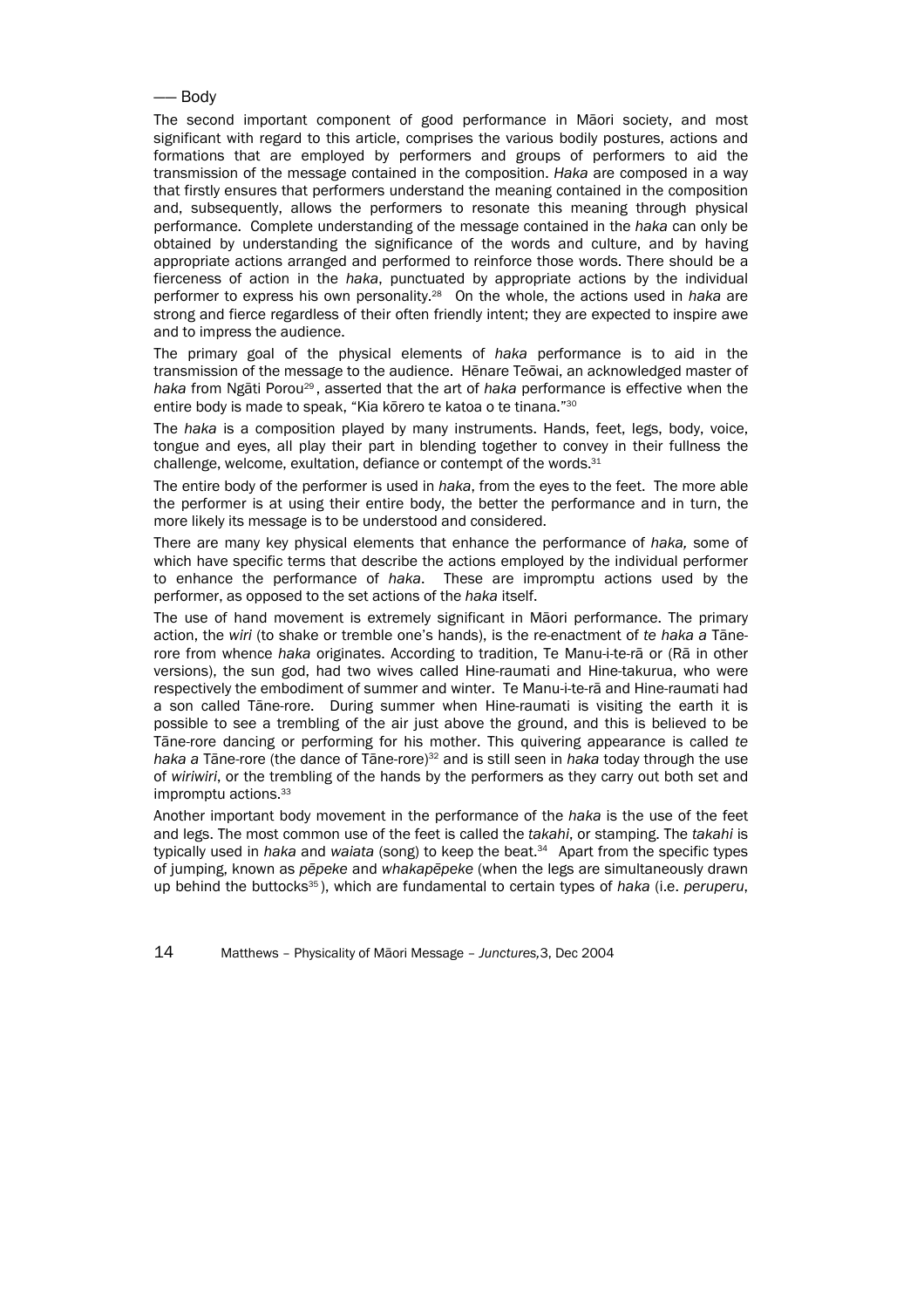—— Body

The second important component of good performance in Māori society, and most significant with regard to this article, comprises the various bodily postures, actions and formations that are employed by performers and groups of performers to aid the transmission of the message contained in the composition. *Haka* are composed in a way that firstly ensures that performers understand the meaning contained in the composition and, subsequently, allows the performers to resonate this meaning through physical performance. Complete understanding of the message contained in the *haka* can only be obtained by understanding the significance of the words and culture, and by having appropriate actions arranged and performed to reinforce those words. There should be a fierceness of action in the *haka*, punctuated by appropriate actions by the individual performer to express his own personality.[28] On the whole, the actions used in *haka* are strong and fierce regardless of their often friendly intent; they are expected to inspire awe and to impress the audience.

The primary goal of the physical elements of *haka* performance is to aid in the transmission of the message to the audience. Hēnare Teōwai, an acknowledged master of *haka* from Ngāti Porou[29], asserted that the art of *haka* performance is effective when the entire body is made to speak, "Kia kōrero te katoa o te tinana."[30]

The *haka* is a composition played by many instruments. Hands, feet, legs, body, voice, tongue and eyes, all play their part in blending together to convey in their fullness the challenge, welcome, exultation, defiance or contempt of the words.[31]

The entire body of the performer is used in *haka*, from the eyes to the feet. The more able the performer is at using their entire body, the better the performance and in turn, the more likely its message is to be understood and considered.

There are many key physical elements that enhance the performance of *haka,* some of which have specific terms that describe the actions employed by the individual performer to enhance the performance of *haka*. These are impromptu actions used by the performer, as opposed to the set actions of the *haka* itself.

The use of hand movement is extremely significant in Māori performance. The primary action, the *wiri* (to shake or tremble one's hands), is the re-enactment of *te haka a* Tāne-rore from whence *haka* originates. According to tradition, Te Manu-i-te-rā or (Rā in other versions), the sun god, had two wives called Hine-raumati and Hine-takurua, who were respectively the embodiment of summer and winter. Te Manu-i-te-rā and Hine-raumati had a son called Tāne-rore. During summer when Hine-raumati is visiting the earth it is possible to see a trembling of the air just above the ground, and this is believed to be Tāne-rore dancing or performing for his mother. This quivering appearance is called *te haka a* Tāne-rore (the dance of Tāne-rore)[32] and is still seen in *haka* today through the use of *wiriwiri*, or the trembling of the hands by the performers as they carry out both set and impromptu actions.[33]

Another important body movement in the performance of the *haka* is the use of the feet and legs. The most common use of the feet is called the *takahi*, or stamping. The *takahi* is typically used in *haka* and *waiata* (song) to keep the beat.[34] Apart from the specific types of jumping, known as *pēpeke* and *whakapēpeke* (when the legs are simultaneously drawn up behind the buttocks[35]), which are fundamental to certain types of *haka* (i.e. *peruperu*,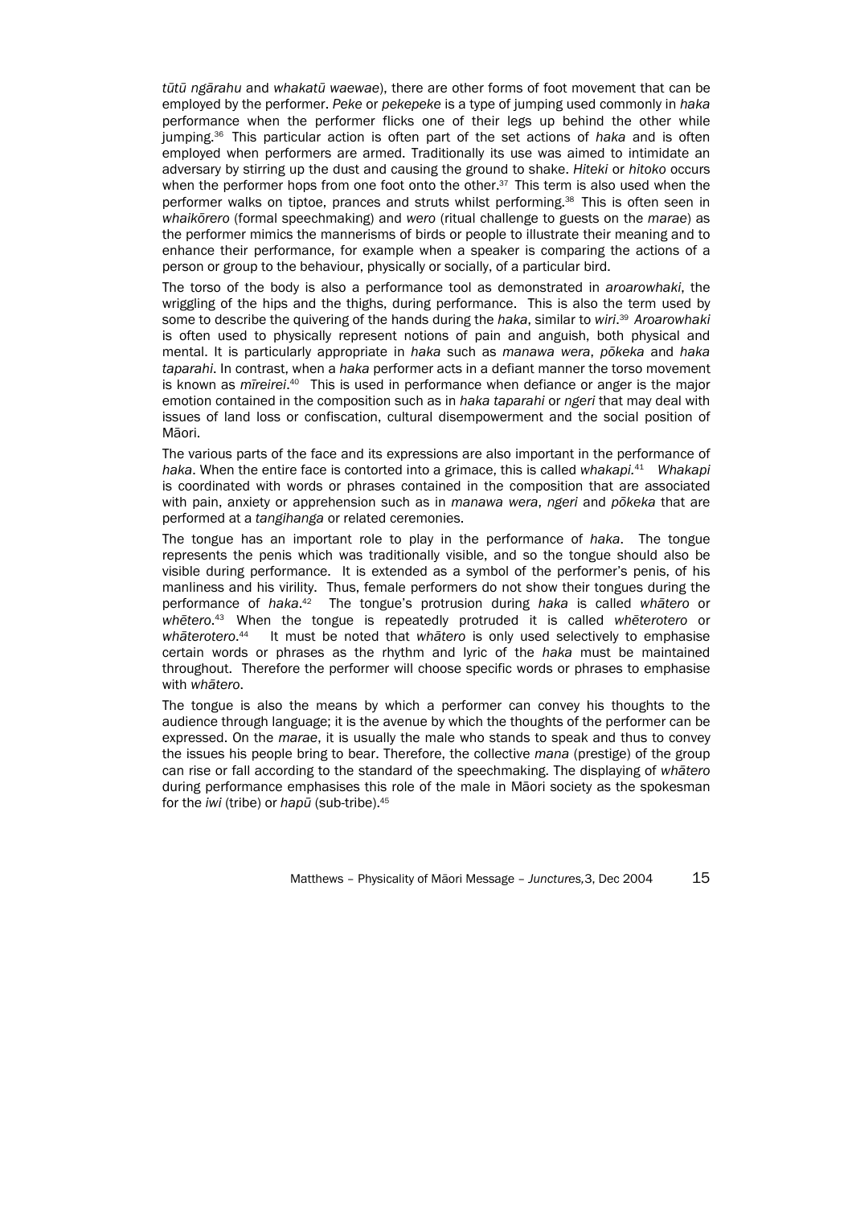*tūtū ngārahu* and *whakatū waewae*), there are other forms of foot movement that can be employed by the performer. *Peke* or *pekepeke* is a type of jumping used commonly in *haka* performance when the performer flicks one of their legs up behind the other while jumping.[36] This particular action is often part of the set actions of *haka* and is often employed when performers are armed. Traditionally its use was aimed to intimidate an adversary by stirring up the dust and causing the ground to shake. *Hiteki* or *hitoko* occurs when the performer hops from one foot onto the other.[37] This term is also used when the performer walks on tiptoe, prances and struts whilst performing.[38] This is often seen in *whaikōrero* (formal speechmaking) and *wero* (ritual challenge to guests on the *marae*) as the performer mimics the mannerisms of birds or people to illustrate their meaning and to enhance their performance, for example when a speaker is comparing the actions of a person or group to the behaviour, physically or socially, of a particular bird.

The torso of the body is also a performance tool as demonstrated in *aroarowhaki*, the wriggling of the hips and the thighs, during performance. This is also the term used by some to describe the quivering of the hands during the *haka*, similar to *wiri*.[39] *Aroarowhaki* is often used to physically represent notions of pain and anguish, both physical and mental. It is particularly appropriate in *haka* such as *manawa wera*, *pōkeka* and *haka taparahi*. In contrast, when a *haka* performer acts in a defiant manner the torso movement is known as *mīreirei*.[40] This is used in performance when defiance or anger is the major emotion contained in the composition such as in *haka taparahi* or *ngeri* that may deal with issues of land loss or confiscation, cultural disempowerment and the social position of Māori.

The various parts of the face and its expressions are also important in the performance of *haka*. When the entire face is contorted into a grimace, this is called *whakapi*.[41] *Whakapi* is coordinated with words or phrases contained in the composition that are associated with pain, anxiety or apprehension such as in *manawa wera*, *ngeri* and *pōkeka* that are performed at a *tangihanga* or related ceremonies.

The tongue has an important role to play in the performance of *haka*. The tongue represents the penis which was traditionally visible, and so the tongue should also be visible during performance. It is extended as a symbol of the performer's penis, of his manliness and his virility. Thus, female performers do not show their tongues during the performance of *haka*.[42] The tongue's protrusion during *haka* is called *whātero* or *whētero*.[43] When the tongue is repeatedly protruded it is called *whēterotero* or *whāterotero*.[44] It must be noted that *whātero* is only used selectively to emphasise certain words or phrases as the rhythm and lyric of the *haka* must be maintained throughout. Therefore the performer will choose specific words or phrases to emphasise with *whātero*.

The tongue is also the means by which a performer can convey his thoughts to the audience through language; it is the avenue by which the thoughts of the performer can be expressed. On the *marae*, it is usually the male who stands to speak and thus to convey the issues his people bring to bear. Therefore, the collective *mana* (prestige) of the group can rise or fall according to the standard of the speechmaking. The displaying of *whātero* during performance emphasises this role of the male in Māori society as the spokesman for the *iwi* (tribe) or *hapū* (sub-tribe).[45]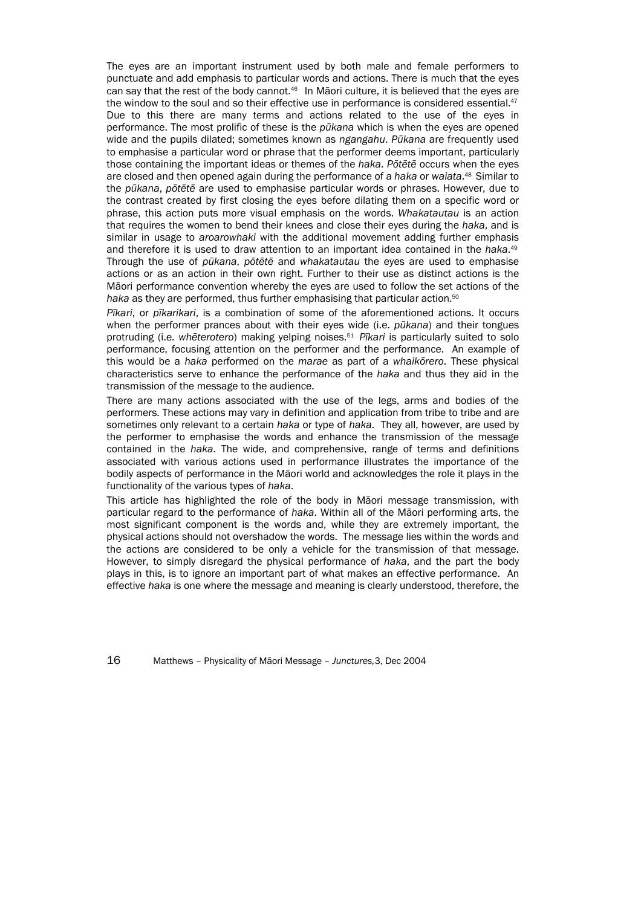The eyes are an important instrument used by both male and female performers to punctuate and add emphasis to particular words and actions. There is much that the eyes can say that the rest of the body cannot.[46] In Māori culture, it is believed that the eyes are the window to the soul and so their effective use in performance is considered essential.[47] Due to this there are many terms and actions related to the use of the eyes in performance. The most prolific of these is the *pūkana* which is when the eyes are opened wide and the pupils dilated; sometimes known as *ngangahu*. *Pūkana* are frequently used to emphasise a particular word or phrase that the performer deems important, particularly those containing the important ideas or themes of the *haka*. *Pōtētē* occurs when the eyes are closed and then opened again during the performance of a *haka* or *waiata*.[48] Similar to the *pūkana*, *pōtētē* are used to emphasise particular words or phrases. However, due to the contrast created by first closing the eyes before dilating them on a specific word or phrase, this action puts more visual emphasis on the words. *Whakatautau* is an action that requires the women to bend their knees and close their eyes during the *haka*, and is similar in usage to *aroarowhaki* with the additional movement adding further emphasis and therefore it is used to draw attention to an important idea contained in the *haka*.[49] Through the use of *pūkana*, *pōtētē* and *whakatautau* the eyes are used to emphasise actions or as an action in their own right. Further to their use as distinct actions is the Māori performance convention whereby the eyes are used to follow the set actions of the *haka* as they are performed, thus further emphasising that particular action.[50]

*Pīkari*, or *pīkarikari*, is a combination of some of the aforementioned actions. It occurs when the performer prances about with their eyes wide (i.e. *pūkana*) and their tongues protruding (i.e. *whēterotero*) making yelping noises.[51] *Pīkari* is particularly suited to solo performance, focusing attention on the performer and the performance. An example of this would be a *haka* performed on the *marae* as part of a *whaikōrero*. These physical characteristics serve to enhance the performance of the *haka* and thus they aid in the transmission of the message to the audience.

There are many actions associated with the use of the legs, arms and bodies of the performers. These actions may vary in definition and application from tribe to tribe and are sometimes only relevant to a certain *haka* or type of *haka*. They all, however, are used by the performer to emphasise the words and enhance the transmission of the message contained in the *haka*. The wide, and comprehensive, range of terms and definitions associated with various actions used in performance illustrates the importance of the bodily aspects of performance in the Māori world and acknowledges the role it plays in the functionality of the various types of *haka*.

This article has highlighted the role of the body in Māori message transmission, with particular regard to the performance of *haka*. Within all of the Māori performing arts, the most significant component is the words and, while they are extremely important, the physical actions should not overshadow the words. The message lies within the words and the actions are considered to be only a vehicle for the transmission of that message. However, to simply disregard the physical performance of *haka*, and the part the body plays in this, is to ignore an important part of what makes an effective performance. An effective *haka* is one where the message and meaning is clearly understood, therefore, the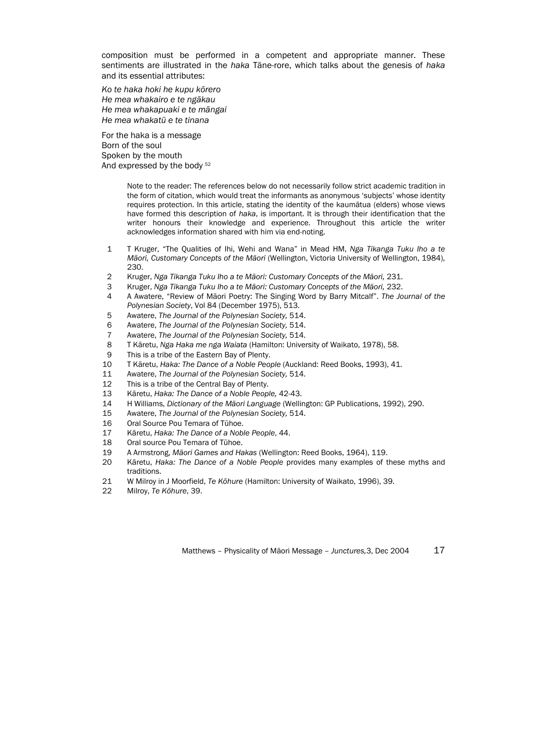composition must be performed in a competent and appropriate manner. These sentiments are illustrated in the *haka* Tāne-rore, which talks about the genesis of *haka* and its essential attributes:

*Ko te haka hoki he kupu kōrero*
*He mea whakairo e te ngākau*
*He mea whakapuaki e te māngai*
*He mea whakatū e te tinana*

For the haka is a message
Born of the soul
Spoken by the mouth
And expressed by the body [52]

> Note to the reader: The references below do not necessarily follow strict academic tradition in the form of citation, which would treat the informants as anonymous 'subjects' whose identity requires protection. In this article, stating the identity of the kaumātua (elders) whose views have formed this description of *haka*, is important. It is through their identification that the writer honours their knowledge and experience. Throughout this article the writer acknowledges information shared with him via end-noting.

1. T Kruger, "The Qualities of Ihi, Wehi and Wana" in Mead HM, *Nga Tikanga Tuku Iho a te Māori, Customary Concepts of the Māori* (Wellington, Victoria University of Wellington, 1984), 230.
2. Kruger, *Nga Tikanga Tuku Iho a te Māori: Customary Concepts of the Māori,* 231.
3. Kruger, *Nga Tikanga Tuku Iho a te Māori: Customary Concepts of the Māori,* 232.
4. A Awatere, "Review of Māori Poetry: The Singing Word by Barry Mitcalf". *The Journal of the Polynesian Society*, Vol 84 (December 1975), 513.
5. Awatere, *The Journal of the Polynesian Society,* 514.
6. Awatere, *The Journal of the Polynesian Society,* 514.
7. Awatere, *The Journal of the Polynesian Society,* 514.
8. T Kāretu, *Nga Haka me nga Waiata* (Hamilton: University of Waikato, 1978), 58.
9. This is a tribe of the Eastern Bay of Plenty.
10. T Kāretu, *Haka: The Dance of a Noble People* (Auckland: Reed Books, 1993), 41.
11. Awatere, *The Journal of the Polynesian Society,* 514.
12. This is a tribe of the Central Bay of Plenty.
13. Kāretu, *Haka: The Dance of a Noble People,* 42-43.
14. H Williams, *Dictionary of the Māori Language* (Wellington: GP Publications, 1992), 290.
15. Awatere, *The Journal of the Polynesian Society,* 514.
16. Oral Source Pou Temara of Tūhoe.
17. Kāretu, *Haka: The Dance of a Noble People*, 44.
18. Oral source Pou Temara of Tūhoe.
19. A Armstrong, *Māori Games and Hakas* (Wellington: Reed Books, 1964), 119.
20. Kāretu, *Haka: The Dance of a Noble People* provides many examples of these myths and traditions.
21. W Milroy in J Moorfield, *Te Kōhure* (Hamilton: University of Waikato, 1996), 39.
22. Milroy, *Te Kōhure*, 39.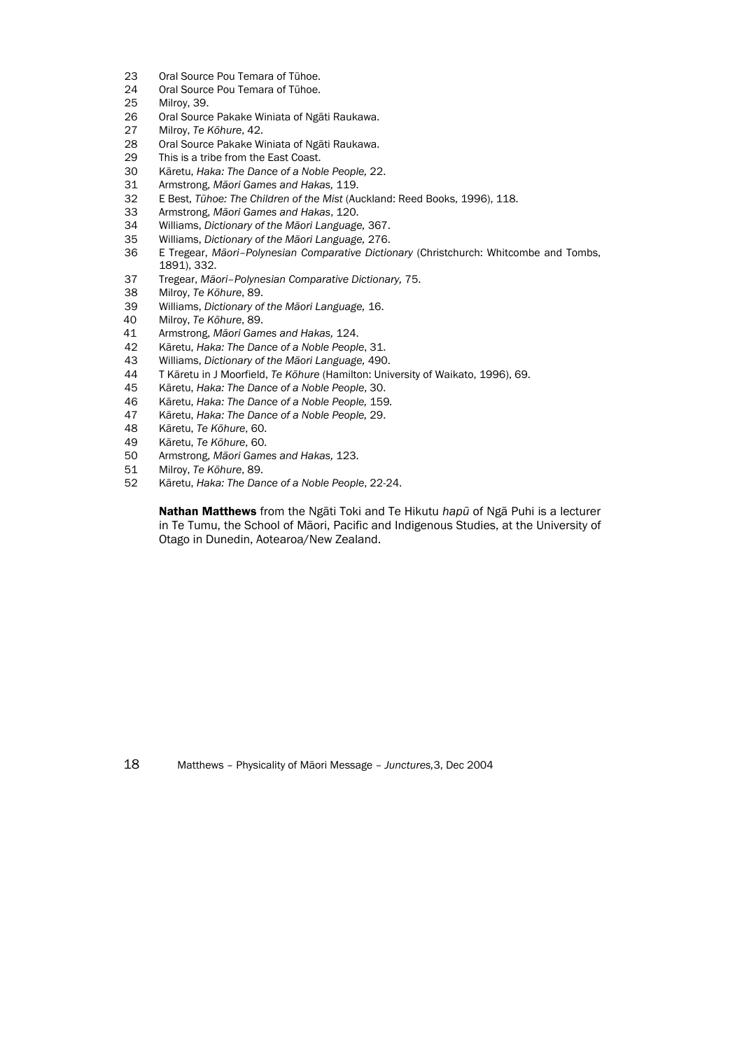23 Oral Source Pou Temara of Tūhoe.
24 Oral Source Pou Temara of Tūhoe.
25 Milroy, 39.
26 Oral Source Pakake Winiata of Ngāti Raukawa.
27 Milroy, *Te Kōhure*, 42.
28 Oral Source Pakake Winiata of Ngāti Raukawa.
29 This is a tribe from the East Coast.
30 Kāretu, *Haka: The Dance of a Noble People,* 22.
31 Armstrong, *Māori Games and Hakas,* 119.
32 E Best, *Tūhoe: The Children of the Mist* (Auckland: Reed Books, 1996), 118.
33 Armstrong, *Māori Games and Hakas*, 120.
34 Williams, *Dictionary of the Māori Language,* 367.
35 Williams, *Dictionary of the Māori Language,* 276.
36 E Tregear, *Māori–Polynesian Comparative Dictionary* (Christchurch: Whitcombe and Tombs, 1891), 332.
37 Tregear, *Māori–Polynesian Comparative Dictionary,* 75.
38 Milroy, *Te Kōhure*, 89.
39 Williams, *Dictionary of the Māori Language,* 16.
40 Milroy, *Te Kōhure*, 89.
41 Armstrong, *Māori Games and Hakas,* 124.
42 Kāretu, *Haka: The Dance of a Noble People*, 31.
43 Williams, *Dictionary of the Māori Language,* 490.
44 T Kāretu in J Moorfield, *Te Kōhure* (Hamilton: University of Waikato, 1996), 69.
45 Kāretu, *Haka: The Dance of a Noble People*, 30.
46 Kāretu, *Haka: The Dance of a Noble People,* 159.
47 Kāretu, *Haka: The Dance of a Noble People,* 29.
48 Kāretu, *Te Kōhure*, 60.
49 Kāretu, *Te Kōhure*, 60.
50 Armstrong, *Māori Games and Hakas,* 123.
51 Milroy, *Te Kōhure*, 89.
52 Kāretu, *Haka: The Dance of a Noble People*, 22-24.

**Nathan Matthews** from the Ngāti Toki and Te Hikutu *hapū* of Ngā Puhi is a lecturer in Te Tumu, the School of Māori, Pacific and Indigenous Studies, at the University of Otago in Dunedin, Aotearoa/New Zealand.